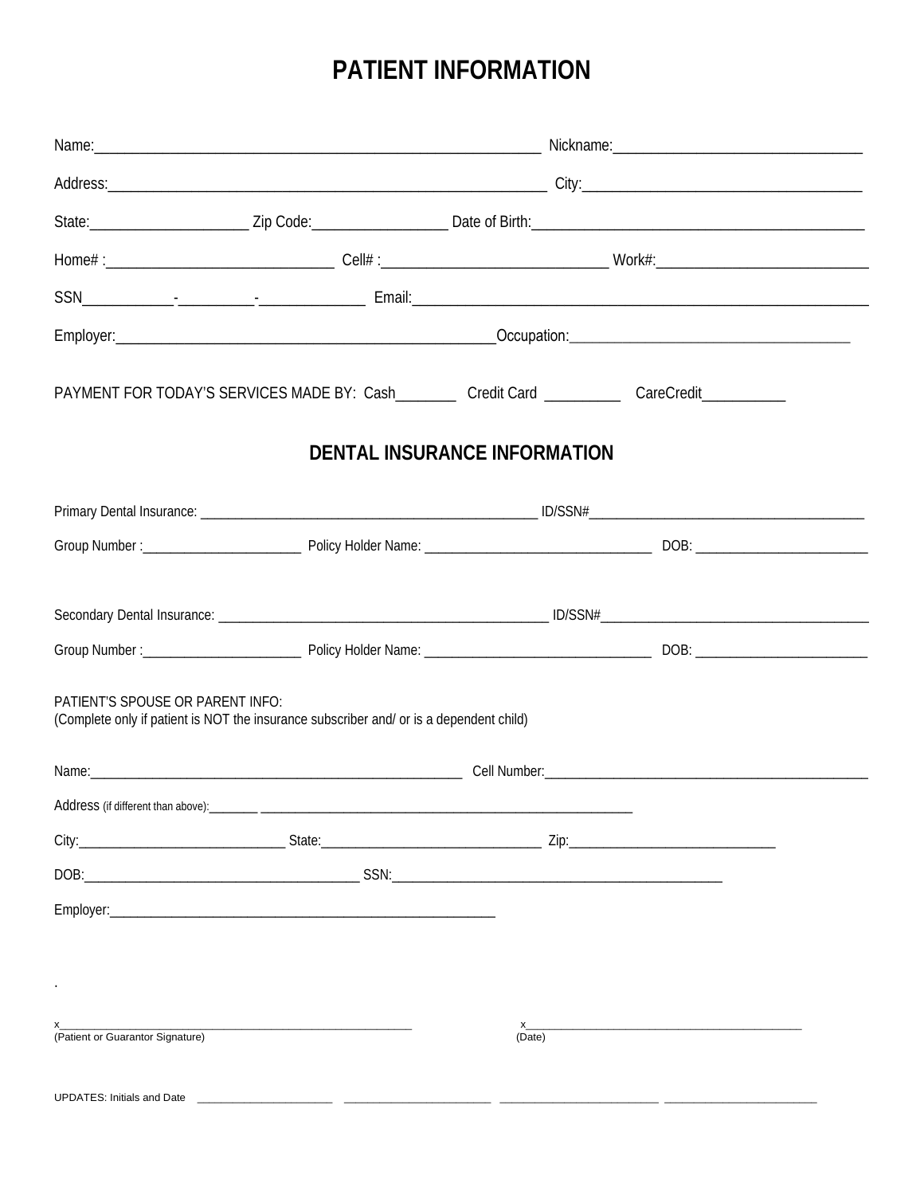# PATIENT INFORMATION

Name:_______________________________________________ Nickname:___________________________

Address:_____________________________________________ City:______________________________

State:________________ Zip Code:______________ Date of Birth:___________________________________

Home# :________________________ Cell# :________________________ Work#:______________________

SSN__________-_________-____________ Email:___________________________________________________

Employer:_________________________________________Occupation:________________________________

PAYMENT FOR TODAY'S SERVICES MADE BY: Cash________ Credit Card __________ CareCredit___________

## DENTAL INSURANCE INFORMATION

Primary Dental Insurance: ____________________________________________ ID/SSN#____________________________________

Group Number :______________________ Policy Holder Name: _______________________________ DOB: ________________________

Secondary Dental Insurance: ___________________________________________ ID/SSN#____________________________________

Group Number :______________________ Policy Holder Name: _______________________________ DOB: ________________________

PATIENT'S SPOUSE OR PARENT INFO:
(Complete only if patient is NOT the insurance subscriber and/ or is a dependent child)

Name:_______________________________________________ Cell Number:_________________________________________

Address (if different than above):_______ _______________________________________________

City:__________________________ State:___________________________ Zip:__________________________

DOB:_____________________________________ SSN:____________________________________________

Employer:_________________________________________________

.

x_____________________________________________________ x__________________________________________
(Patient or Guarantor Signature) (Date)

UPDATES: Initials and Date ______________________ ______________________ ______________________ ______________________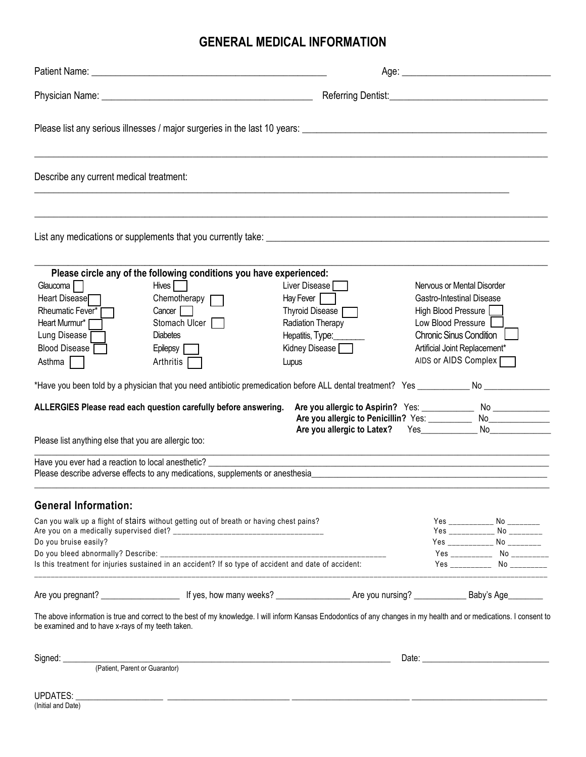# GENERAL MEDICAL INFORMATION

Patient Name: ______________________________________________ Age: ____________________________

Physician Name: ________________________________________ Referring Dentist:______________________________

Please list any serious illnesses / major surgeries in the last 10 years: ________________________________________________

______________________________________________________________________________________________

Describe any current medical treatment:

______________________________________________________________________________________________

______________________________________________________________________________________________

List any medications or supplements that you currently take: ________________________________________________________

______________________________________________________________________________________________

**Please circle any of the following conditions you have experienced:**

| | | | |
|---|---|---|---|
| Glaucoma ☐ | Hives ☐ | Liver Disease ☐ | Nervous or Mental Disorder |
| Heart Disease ☐ | Chemotherapy ☐ | Hay Fever ☐ | Gastro-Intestinal Disease |
| Rheumatic Fever* ☐ | Cancer ☐ | Thyroid Disease ☐ | High Blood Pressure ☐ |
| Heart Murmur* ☐ | Stomach Ulcer ☐ | Radiation Therapy | Low Blood Pressure ☐ |
| Lung Disease ☐ | Diabetes | Hepatitis, Type:_______ | Chronic Sinus Condition ☐ |
| Blood Disease ☐ | Epilepsy ☐ | Kidney Disease ☐ | Artificial Joint Replacement* |
| Asthma ☐ | Arthritis ☐ | Lupus | AIDS or AIDS Complex ☐ |

*Have you been told by a physician that you need antibiotic premedication before ALL dental treatment? Yes ___________ No ______________

**ALLERGIES Please read each question carefully before answering.**
**Are you allergic to Aspirin?** Yes: ___________ No ____________
**Are you allergic to Penicillin?** Yes: __________ No______________
**Are you allergic to Latex?** Yes_____________ No______________

Please list anything else that you are allergic too:

______________________________________________________________________________________________

Have you ever had a reaction to local anesthetic? _________________________________________________________________

Please describe adverse effects to any medications, supplements or anesthesia_________________________________________________

______________________________________________________________________________________________

## General Information:

| | |
|---|---|
| Can you walk up a flight of stairs without getting out of breath or having chest pains? | Yes __________ No _______ |
| Are you on a medically supervised diet? ___________________________________ | Yes __________ No _______ |
| Do you bruise easily? | Yes __________ No _______ |
| Do you bleed abnormally? Describe: ______________________________________________________ | Yes _________ No ________ |
| Is this treatment for injuries sustained in an accident? If so type of accident and date of accident: | Yes _________ No ________ |

______________________________________________________________________________________________

Are you pregnant? _________________ If yes, how many weeks? ________________ Are you nursing? ___________ Baby's Age________

The above information is true and correct to the best of my knowledge. I will inform Kansas Endodontics of any changes in my health and or medications. I consent to be examined and to have x-rays of my teeth taken.

Signed: ___________________________________________________________________ Date: ____________________________
(Patient, Parent or Guarantor)

UPDATES: ___________________ __________________________ _________________________ _____________________________
(Initial and Date)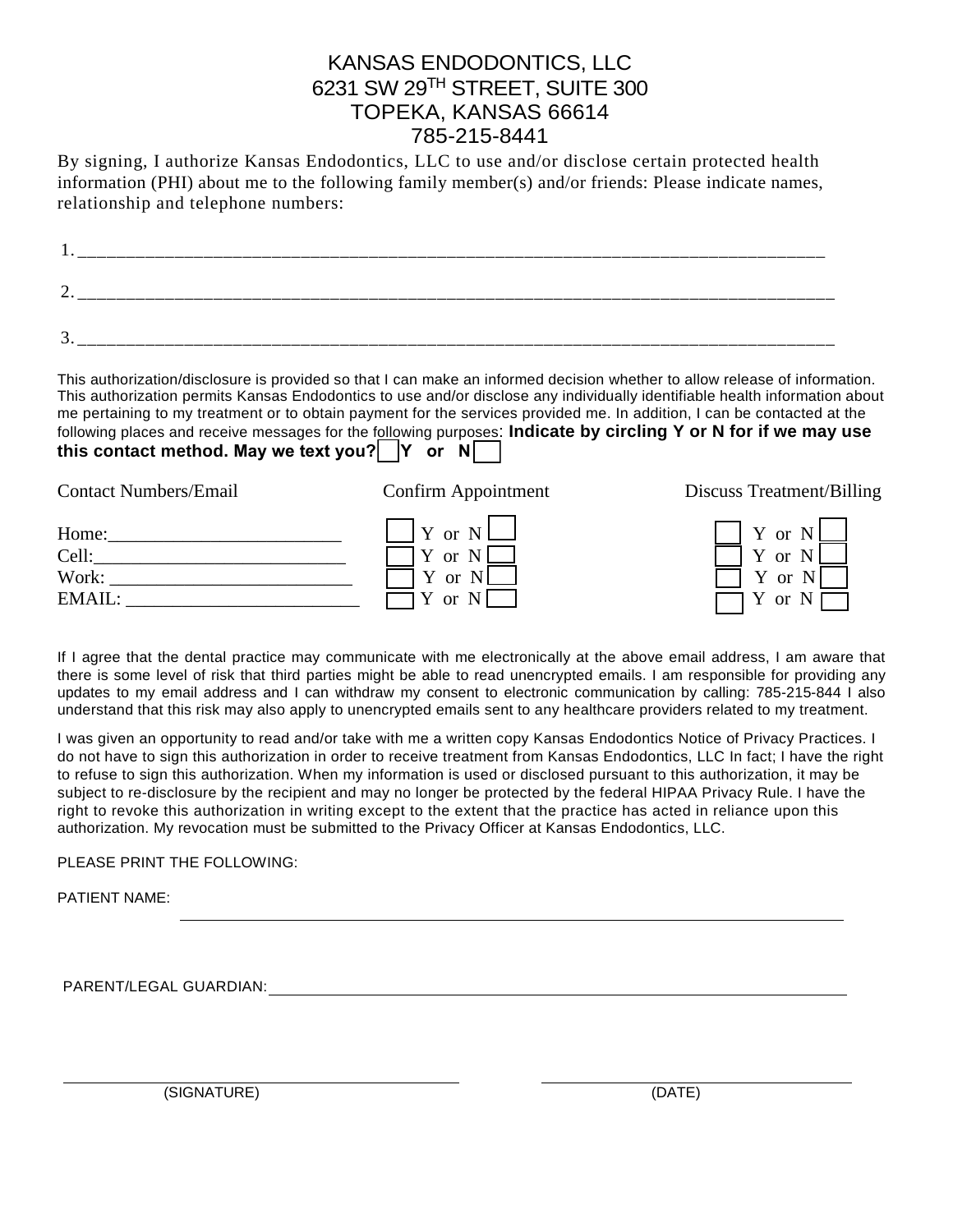# KANSAS ENDODONTICS, LLC
6231 SW 29TH STREET, SUITE 300
TOPEKA, KANSAS 66614
785-215-8441

By signing, I authorize Kansas Endodontics, LLC to use and/or disclose certain protected health information (PHI) about me to the following family member(s) and/or friends: Please indicate names, relationship and telephone numbers:

1. ______________________________________________________________________________

2. ______________________________________________________________________________

3. ______________________________________________________________________________

This authorization/disclosure is provided so that I can make an informed decision whether to allow release of information. This authorization permits Kansas Endodontics to use and/or disclose any individually identifiable health information about me pertaining to my treatment or to obtain payment for the services provided me. In addition, I can be contacted at the following places and receive messages for the following purposes: **Indicate by circling Y or N for if we may use this contact method. May we text you? ☐ Y or N ☐**

| Contact Numbers/Email | Confirm Appointment | Discuss Treatment/Billing |
|---|---|---|
| Home:________________________ | ☐ Y or N ☐ | ☐ Y or N ☐ |
| Cell:__________________________ | ☐ Y or N ☐ | ☐ Y or N ☐ |
| Work: _________________________ | ☐ Y or N ☐ | ☐ Y or N ☐ |
| EMAIL: ________________________ | ☐ Y or N ☐ | ☐ Y or N ☐ |

If I agree that the dental practice may communicate with me electronically at the above email address, I am aware that there is some level of risk that third parties might be able to read unencrypted emails. I am responsible for providing any updates to my email address and I can withdraw my consent to electronic communication by calling: 785-215-844 I also understand that this risk may also apply to unencrypted emails sent to any healthcare providers related to my treatment.

I was given an opportunity to read and/or take with me a written copy Kansas Endodontics Notice of Privacy Practices. I do not have to sign this authorization in order to receive treatment from Kansas Endodontics, LLC In fact; I have the right to refuse to sign this authorization. When my information is used or disclosed pursuant to this authorization, it may be subject to re-disclosure by the recipient and may no longer be protected by the federal HIPAA Privacy Rule. I have the right to revoke this authorization in writing except to the extent that the practice has acted in reliance upon this authorization. My revocation must be submitted to the Privacy Officer at Kansas Endodontics, LLC.

PLEASE PRINT THE FOLLOWING:

PATIENT NAME: ______________________________________________________________

PARENT/LEGAL GUARDIAN: ____________________________________________________

______________________________ (SIGNATURE)    ______________________________ (DATE)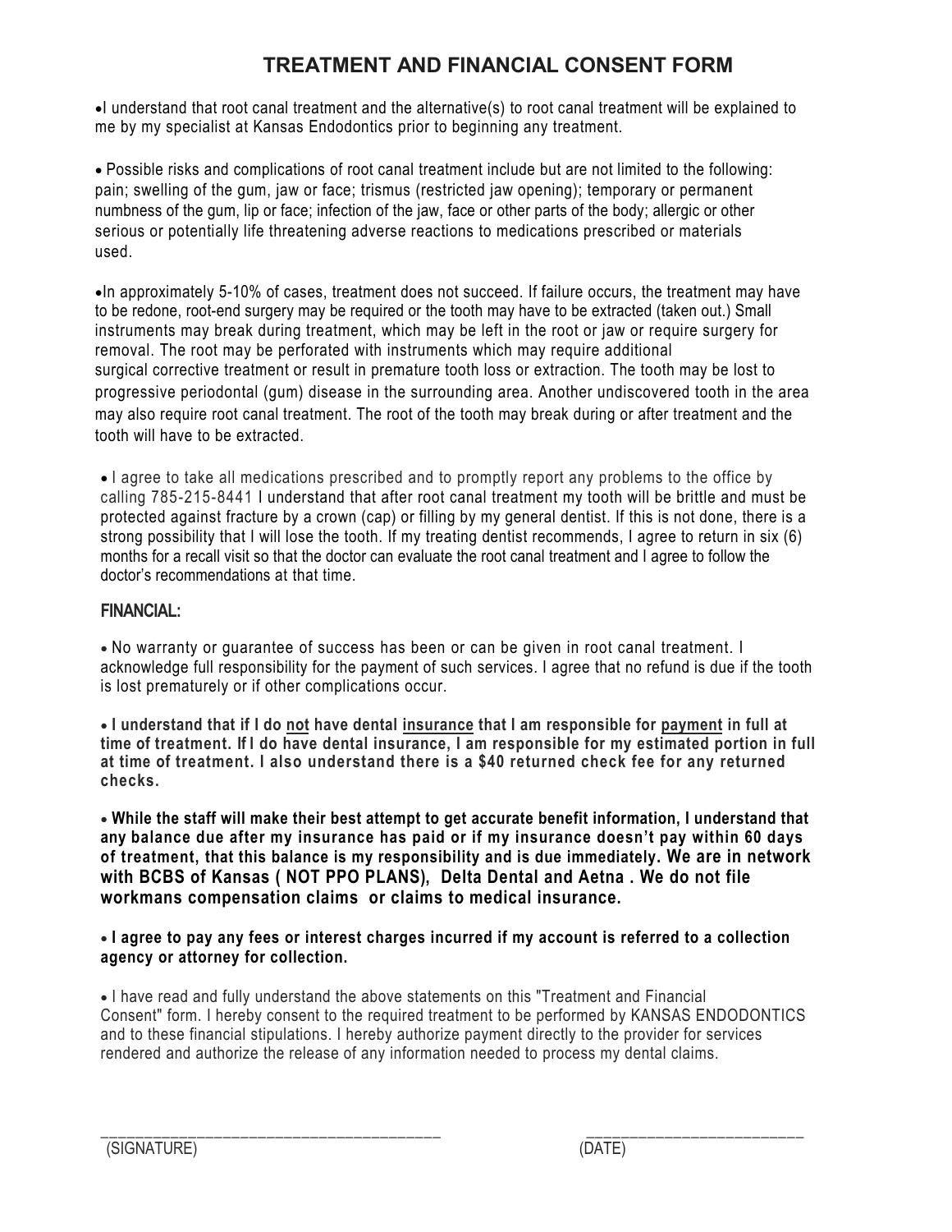# TREATMENT AND FINANCIAL CONSENT FORM

- I understand that root canal treatment and the alternative(s) to root canal treatment will be explained to me by my specialist at Kansas Endodontics prior to beginning any treatment.

- Possible risks and complications of root canal treatment include but are not limited to the following: pain; swelling of the gum, jaw or face; trismus (restricted jaw opening); temporary or permanent numbness of the gum, lip or face; infection of the jaw, face or other parts of the body; allergic or other serious or potentially life threatening adverse reactions to medications prescribed or materials used.

- In approximately 5-10% of cases, treatment does not succeed. If failure occurs, the treatment may have to be redone, root-end surgery may be required or the tooth may have to be extracted (taken out.) Small instruments may break during treatment, which may be left in the root or jaw or require surgery for removal. The root may be perforated with instruments which may require additional surgical corrective treatment or result in premature tooth loss or extraction. The tooth may be lost to progressive periodontal (gum) disease in the surrounding area. Another undiscovered tooth in the area may also require root canal treatment. The root of the tooth may break during or after treatment and the tooth will have to be extracted.

- I agree to take all medications prescribed and to promptly report any problems to the office by calling 785-215-8441 I understand that after root canal treatment my tooth will be brittle and must be protected against fracture by a crown (cap) or filling by my general dentist. If this is not done, there is a strong possibility that I will lose the tooth. If my treating dentist recommends, I agree to return in six (6) months for a recall visit so that the doctor can evaluate the root canal treatment and I agree to follow the doctor's recommendations at that time.

## FINANCIAL:

- No warranty or guarantee of success has been or can be given in root canal treatment. I acknowledge full responsibility for the payment of such services. I agree that no refund is due if the tooth is lost prematurely or if other complications occur.

- **I understand that if I do <u>not</u> have dental <u>insurance</u> that I am responsible for <u>payment</u> in full at time of treatment. If I do have dental insurance, I am responsible for my estimated portion in full at time of treatment. I also understand there is a $40 returned check fee for any returned checks.**

- **While the staff will make their best attempt to get accurate benefit information, I understand that any balance due after my insurance has paid or if my insurance doesn't pay within 60 days of treatment, that this balance is my responsibility and is due immediately. We are in network with BCBS of Kansas ( NOT PPO PLANS), Delta Dental and Aetna . We do not file workmans compensation claims or claims to medical insurance.**

- **I agree to pay any fees or interest charges incurred if my account is referred to a collection agency or attorney for collection.**

- I have read and fully understand the above statements on this "Treatment and Financial Consent" form. I hereby consent to the required treatment to be performed by KANSAS ENDODONTICS and to these financial stipulations. I hereby authorize payment directly to the provider for services rendered and authorize the release of any information needed to process my dental claims.

_______________________________________ (SIGNATURE)

_________________________ (DATE)